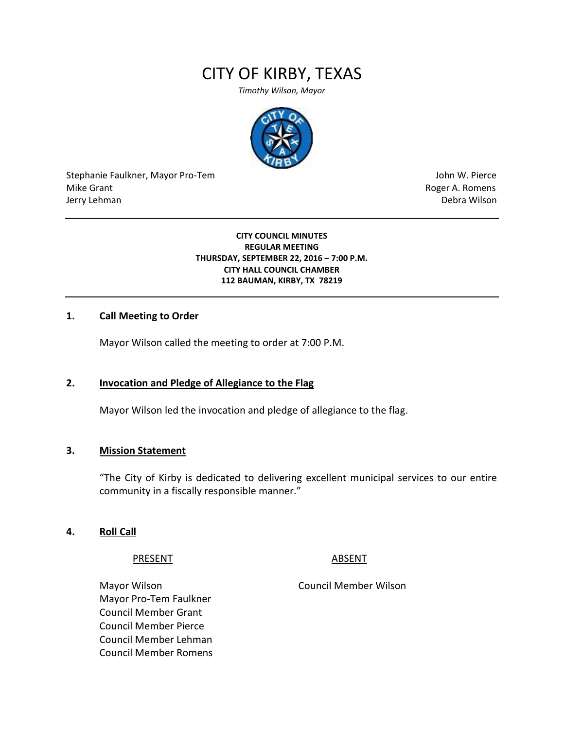# CITY OF KIRBY, TEXAS

*Timothy Wilson, Mayor*

Stephanie Faulkner, Mayor Pro-Tem
Mike Grant
Jerry Lehman

John W. Pierce
Roger A. Romens
Debra Wilson

---

**CITY COUNCIL MINUTES**
**REGULAR MEETING**
**THURSDAY, SEPTEMBER 22, 2016 – 7:00 P.M.**
**CITY HALL COUNCIL CHAMBER**
**112 BAUMAN, KIRBY, TX 78219**

---

## 1. Call Meeting to Order

Mayor Wilson called the meeting to order at 7:00 P.M.

## 2. Invocation and Pledge of Allegiance to the Flag

Mayor Wilson led the invocation and pledge of allegiance to the flag.

## 3. Mission Statement

"The City of Kirby is dedicated to delivering excellent municipal services to our entire community in a fiscally responsible manner."

## 4. Roll Call

| PRESENT | ABSENT |
|---|---|
| Mayor Wilson | Council Member Wilson |
| Mayor Pro-Tem Faulkner | |
| Council Member Grant | |
| Council Member Pierce | |
| Council Member Lehman | |
| Council Member Romens | |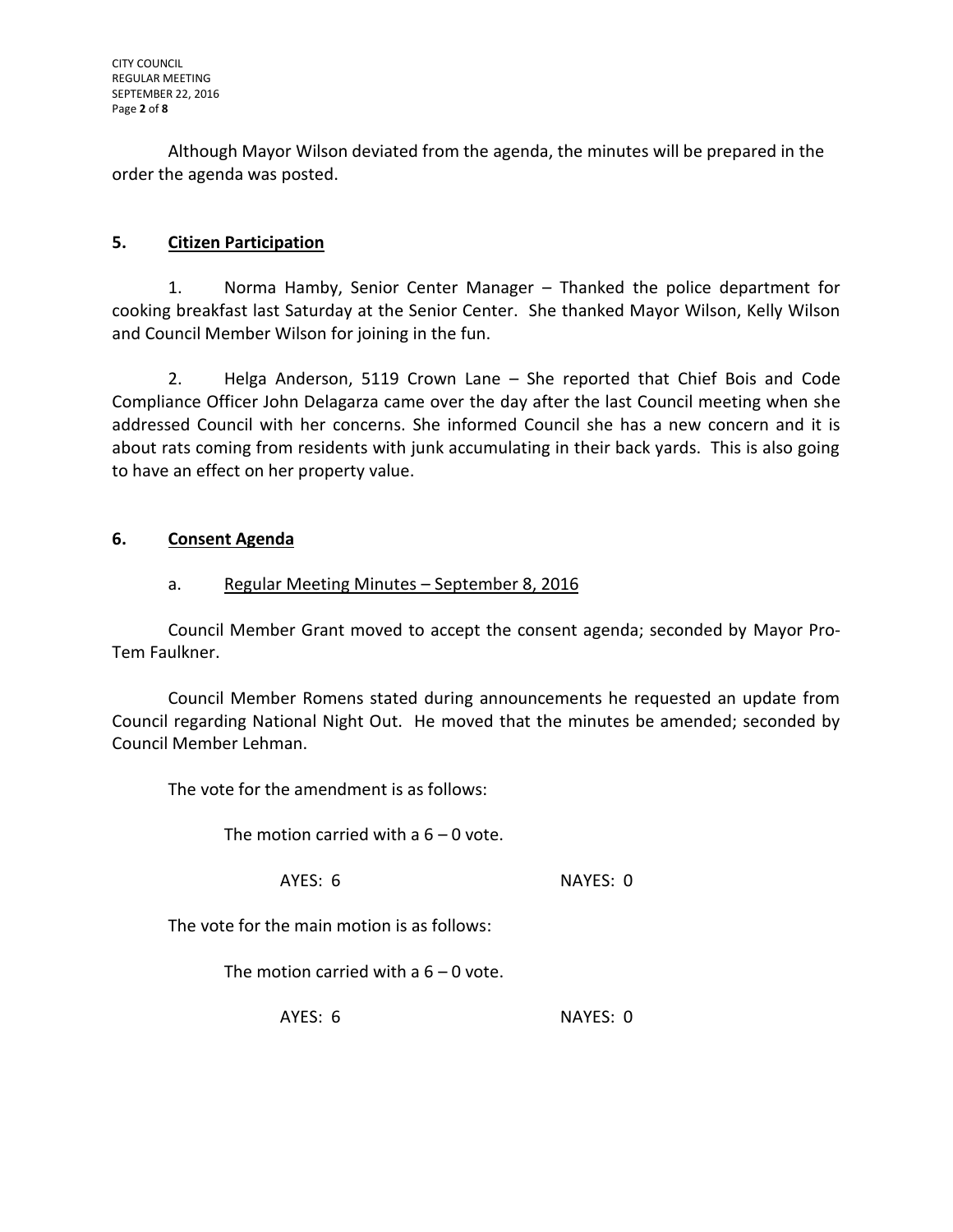Although Mayor Wilson deviated from the agenda, the minutes will be prepared in the order the agenda was posted.

## 5. Citizen Participation

1. Norma Hamby, Senior Center Manager – Thanked the police department for cooking breakfast last Saturday at the Senior Center. She thanked Mayor Wilson, Kelly Wilson and Council Member Wilson for joining in the fun.

2. Helga Anderson, 5119 Crown Lane – She reported that Chief Bois and Code Compliance Officer John Delagarza came over the day after the last Council meeting when she addressed Council with her concerns. She informed Council she has a new concern and it is about rats coming from residents with junk accumulating in their back yards. This is also going to have an effect on her property value.

## 6. Consent Agenda

a. Regular Meeting Minutes – September 8, 2016

Council Member Grant moved to accept the consent agenda; seconded by Mayor Pro-Tem Faulkner.

Council Member Romens stated during announcements he requested an update from Council regarding National Night Out. He moved that the minutes be amended; seconded by Council Member Lehman.

The vote for the amendment is as follows:

The motion carried with a 6 – 0 vote.

AYES: 6 NAYES: 0

The vote for the main motion is as follows:

The motion carried with a 6 – 0 vote.

AYES: 6 NAYES: 0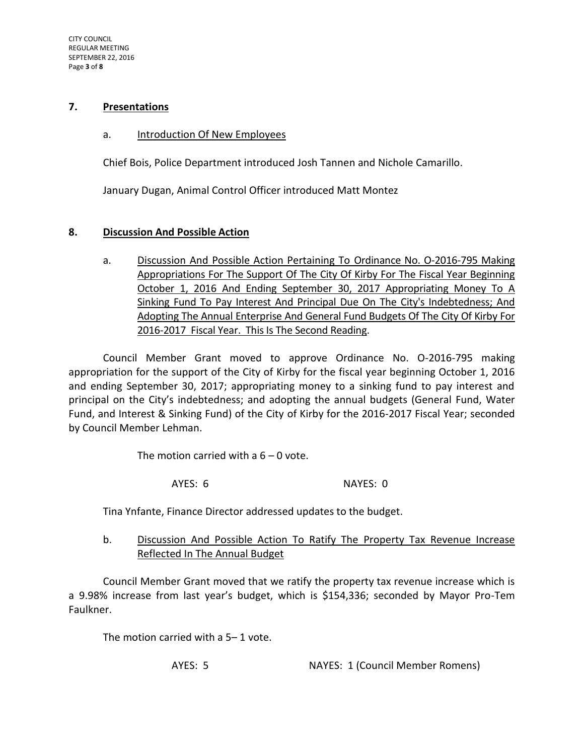## 7. Presentations

a. Introduction Of New Employees

Chief Bois, Police Department introduced Josh Tannen and Nichole Camarillo.

January Dugan, Animal Control Officer introduced Matt Montez

## 8. Discussion And Possible Action

a. Discussion And Possible Action Pertaining To Ordinance No. O-2016-795 Making Appropriations For The Support Of The City Of Kirby For The Fiscal Year Beginning October 1, 2016 And Ending September 30, 2017 Appropriating Money To A Sinking Fund To Pay Interest And Principal Due On The City's Indebtedness; And Adopting The Annual Enterprise And General Fund Budgets Of The City Of Kirby For 2016-2017 Fiscal Year. This Is The Second Reading.

Council Member Grant moved to approve Ordinance No. O-2016-795 making appropriation for the support of the City of Kirby for the fiscal year beginning October 1, 2016 and ending September 30, 2017; appropriating money to a sinking fund to pay interest and principal on the City's indebtedness; and adopting the annual budgets (General Fund, Water Fund, and Interest & Sinking Fund) of the City of Kirby for the 2016-2017 Fiscal Year; seconded by Council Member Lehman.

The motion carried with a 6 – 0 vote.

AYES: 6 NAYES: 0

Tina Ynfante, Finance Director addressed updates to the budget.

b. Discussion And Possible Action To Ratify The Property Tax Revenue Increase Reflected In The Annual Budget

Council Member Grant moved that we ratify the property tax revenue increase which is a 9.98% increase from last year's budget, which is $154,336; seconded by Mayor Pro-Tem Faulkner.

The motion carried with a 5– 1 vote.

AYES: 5 NAYES: 1 (Council Member Romens)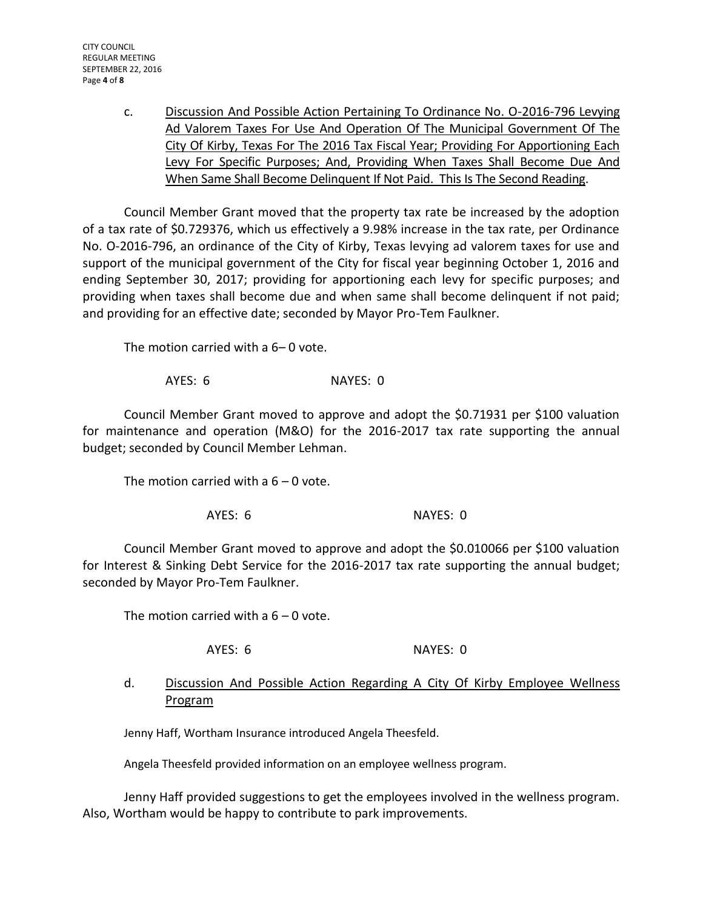c. <u>Discussion And Possible Action Pertaining To Ordinance No. O-2016-796 Levying Ad Valorem Taxes For Use And Operation Of The Municipal Government Of The City Of Kirby, Texas For The 2016 Tax Fiscal Year; Providing For Apportioning Each Levy For Specific Purposes; And, Providing When Taxes Shall Become Due And When Same Shall Become Delinquent If Not Paid. This Is The Second Reading</u>.

Council Member Grant moved that the property tax rate be increased by the adoption of a tax rate of $0.729376, which us effectively a 9.98% increase in the tax rate, per Ordinance No. O-2016-796, an ordinance of the City of Kirby, Texas levying ad valorem taxes for use and support of the municipal government of the City for fiscal year beginning October 1, 2016 and ending September 30, 2017; providing for apportioning each levy for specific purposes; and providing when taxes shall become due and when same shall become delinquent if not paid; and providing for an effective date; seconded by Mayor Pro-Tem Faulkner.

The motion carried with a 6– 0 vote.

AYES: 6 NAYES: 0

Council Member Grant moved to approve and adopt the $0.71931 per $100 valuation for maintenance and operation (M&O) for the 2016-2017 tax rate supporting the annual budget; seconded by Council Member Lehman.

The motion carried with a 6 – 0 vote.

AYES: 6 NAYES: 0

Council Member Grant moved to approve and adopt the $0.010066 per $100 valuation for Interest & Sinking Debt Service for the 2016-2017 tax rate supporting the annual budget; seconded by Mayor Pro-Tem Faulkner.

The motion carried with a 6 – 0 vote.

AYES: 6 NAYES: 0

d. <u>Discussion And Possible Action Regarding A City Of Kirby Employee Wellness Program</u>

Jenny Haff, Wortham Insurance introduced Angela Theesfeld.

Angela Theesfeld provided information on an employee wellness program.

Jenny Haff provided suggestions to get the employees involved in the wellness program. Also, Wortham would be happy to contribute to park improvements.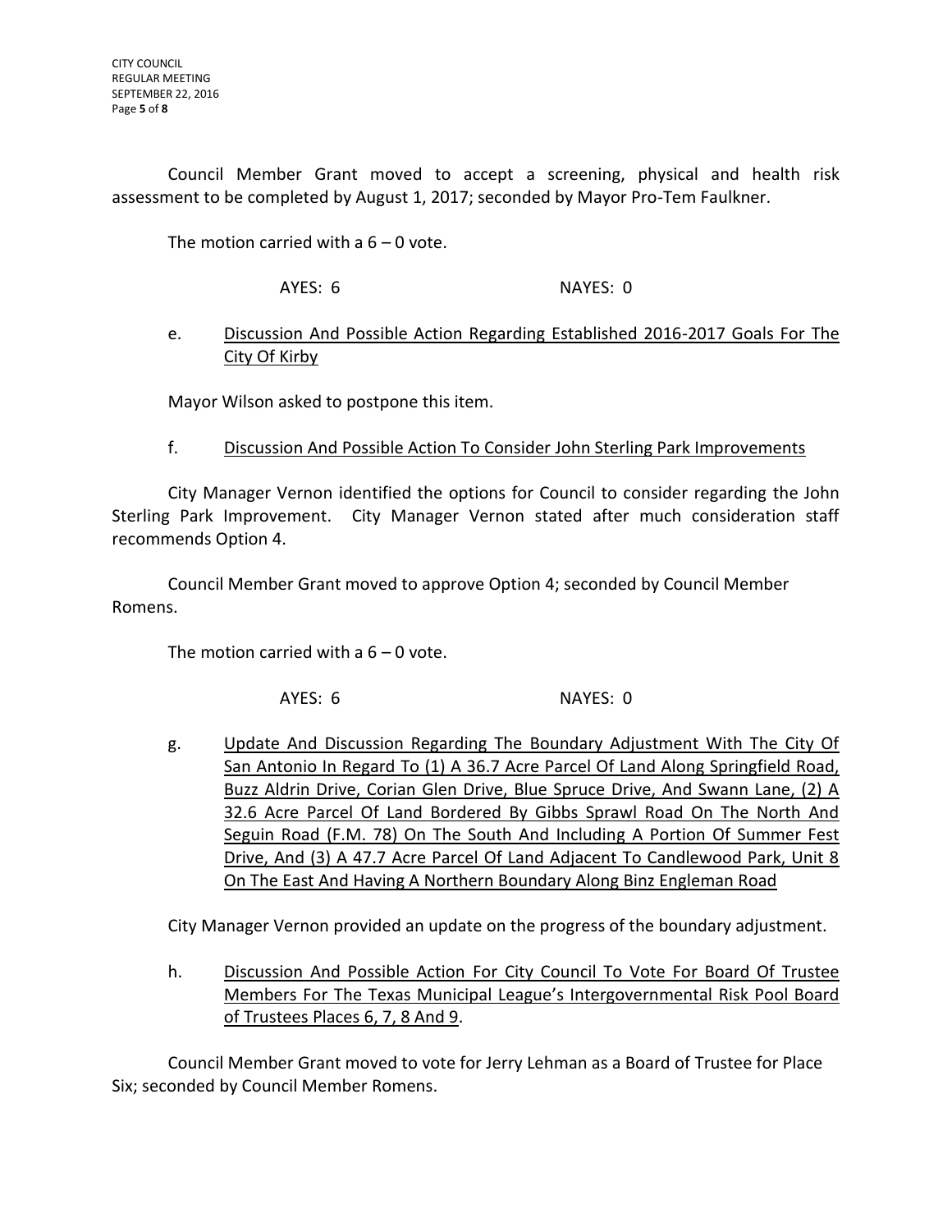Council Member Grant moved to accept a screening, physical and health risk assessment to be completed by August 1, 2017; seconded by Mayor Pro-Tem Faulkner.

The motion carried with a 6 – 0 vote.

AYES: 6 NAYES: 0

e. <u>Discussion And Possible Action Regarding Established 2016-2017 Goals For The City Of Kirby</u>

Mayor Wilson asked to postpone this item.

f. <u>Discussion And Possible Action To Consider John Sterling Park Improvements</u>

City Manager Vernon identified the options for Council to consider regarding the John Sterling Park Improvement. City Manager Vernon stated after much consideration staff recommends Option 4.

Council Member Grant moved to approve Option 4; seconded by Council Member Romens.

The motion carried with a 6 – 0 vote.

AYES: 6 NAYES: 0

g. <u>Update And Discussion Regarding The Boundary Adjustment With The City Of San Antonio In Regard To (1) A 36.7 Acre Parcel Of Land Along Springfield Road, Buzz Aldrin Drive, Corian Glen Drive, Blue Spruce Drive, And Swann Lane, (2) A 32.6 Acre Parcel Of Land Bordered By Gibbs Sprawl Road On The North And Seguin Road (F.M. 78) On The South And Including A Portion Of Summer Fest Drive, And (3) A 47.7 Acre Parcel Of Land Adjacent To Candlewood Park, Unit 8 On The East And Having A Northern Boundary Along Binz Engleman Road</u>

City Manager Vernon provided an update on the progress of the boundary adjustment.

h. <u>Discussion And Possible Action For City Council To Vote For Board Of Trustee Members For The Texas Municipal League's Intergovernmental Risk Pool Board of Trustees Places 6, 7, 8 And 9</u>.

Council Member Grant moved to vote for Jerry Lehman as a Board of Trustee for Place Six; seconded by Council Member Romens.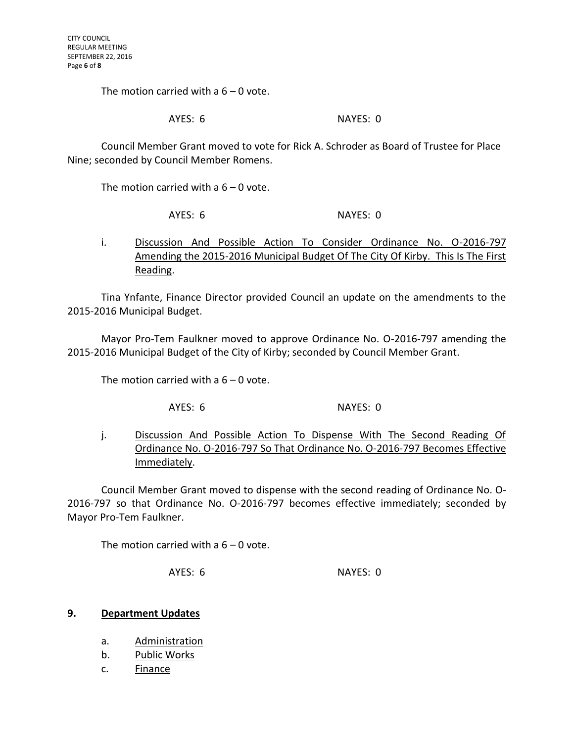The motion carried with a 6 – 0 vote.

AYES: 6 NAYES: 0

Council Member Grant moved to vote for Rick A. Schroder as Board of Trustee for Place Nine; seconded by Council Member Romens.

The motion carried with a 6 – 0 vote.

AYES: 6 NAYES: 0

i. Discussion And Possible Action To Consider Ordinance No. O-2016-797 Amending the 2015-2016 Municipal Budget Of The City Of Kirby. This Is The First Reading.

Tina Ynfante, Finance Director provided Council an update on the amendments to the 2015-2016 Municipal Budget.

Mayor Pro-Tem Faulkner moved to approve Ordinance No. O-2016-797 amending the 2015-2016 Municipal Budget of the City of Kirby; seconded by Council Member Grant.

The motion carried with a 6 – 0 vote.

AYES: 6 NAYES: 0

j. Discussion And Possible Action To Dispense With The Second Reading Of Ordinance No. O-2016-797 So That Ordinance No. O-2016-797 Becomes Effective Immediately.

Council Member Grant moved to dispense with the second reading of Ordinance No. O-2016-797 so that Ordinance No. O-2016-797 becomes effective immediately; seconded by Mayor Pro-Tem Faulkner.

The motion carried with a 6 – 0 vote.

AYES: 6 NAYES: 0

## 9. Department Updates

a. Administration
b. Public Works
c. Finance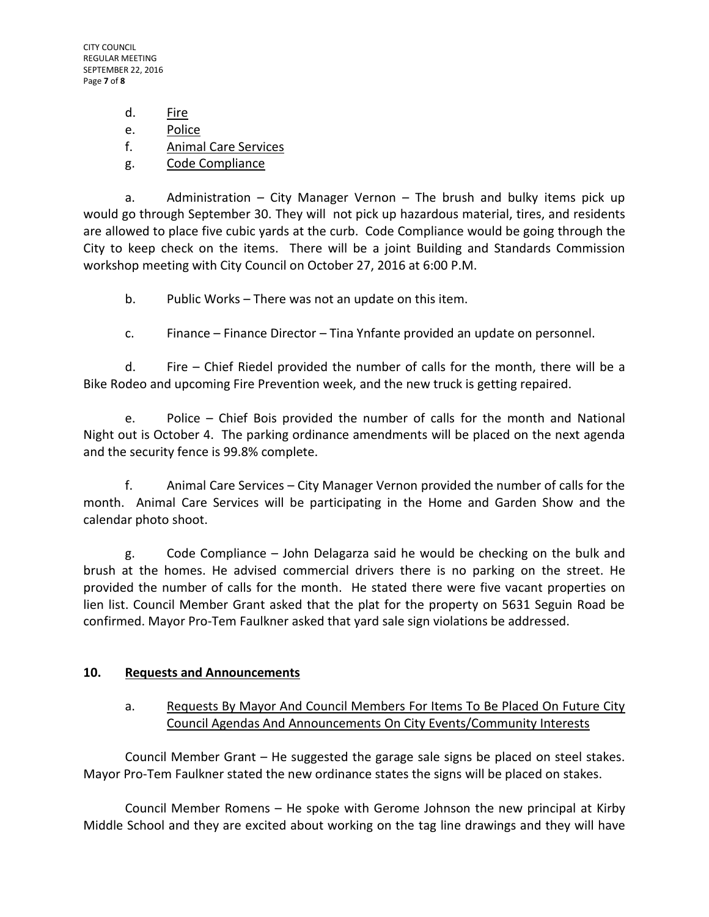d. Fire
e. Police
f. Animal Care Services
g. Code Compliance

a. Administration – City Manager Vernon – The brush and bulky items pick up would go through September 30. They will not pick up hazardous material, tires, and residents are allowed to place five cubic yards at the curb. Code Compliance would be going through the City to keep check on the items. There will be a joint Building and Standards Commission workshop meeting with City Council on October 27, 2016 at 6:00 P.M.

b. Public Works – There was not an update on this item.

c. Finance – Finance Director – Tina Ynfante provided an update on personnel.

d. Fire – Chief Riedel provided the number of calls for the month, there will be a Bike Rodeo and upcoming Fire Prevention week, and the new truck is getting repaired.

e. Police – Chief Bois provided the number of calls for the month and National Night out is October 4. The parking ordinance amendments will be placed on the next agenda and the security fence is 99.8% complete.

f. Animal Care Services – City Manager Vernon provided the number of calls for the month. Animal Care Services will be participating in the Home and Garden Show and the calendar photo shoot.

g. Code Compliance – John Delagarza said he would be checking on the bulk and brush at the homes. He advised commercial drivers there is no parking on the street. He provided the number of calls for the month. He stated there were five vacant properties on lien list. Council Member Grant asked that the plat for the property on 5631 Seguin Road be confirmed. Mayor Pro-Tem Faulkner asked that yard sale sign violations be addressed.

## 10. Requests and Announcements

a. Requests By Mayor And Council Members For Items To Be Placed On Future City Council Agendas And Announcements On City Events/Community Interests

Council Member Grant – He suggested the garage sale signs be placed on steel stakes. Mayor Pro-Tem Faulkner stated the new ordinance states the signs will be placed on stakes.

Council Member Romens – He spoke with Gerome Johnson the new principal at Kirby Middle School and they are excited about working on the tag line drawings and they will have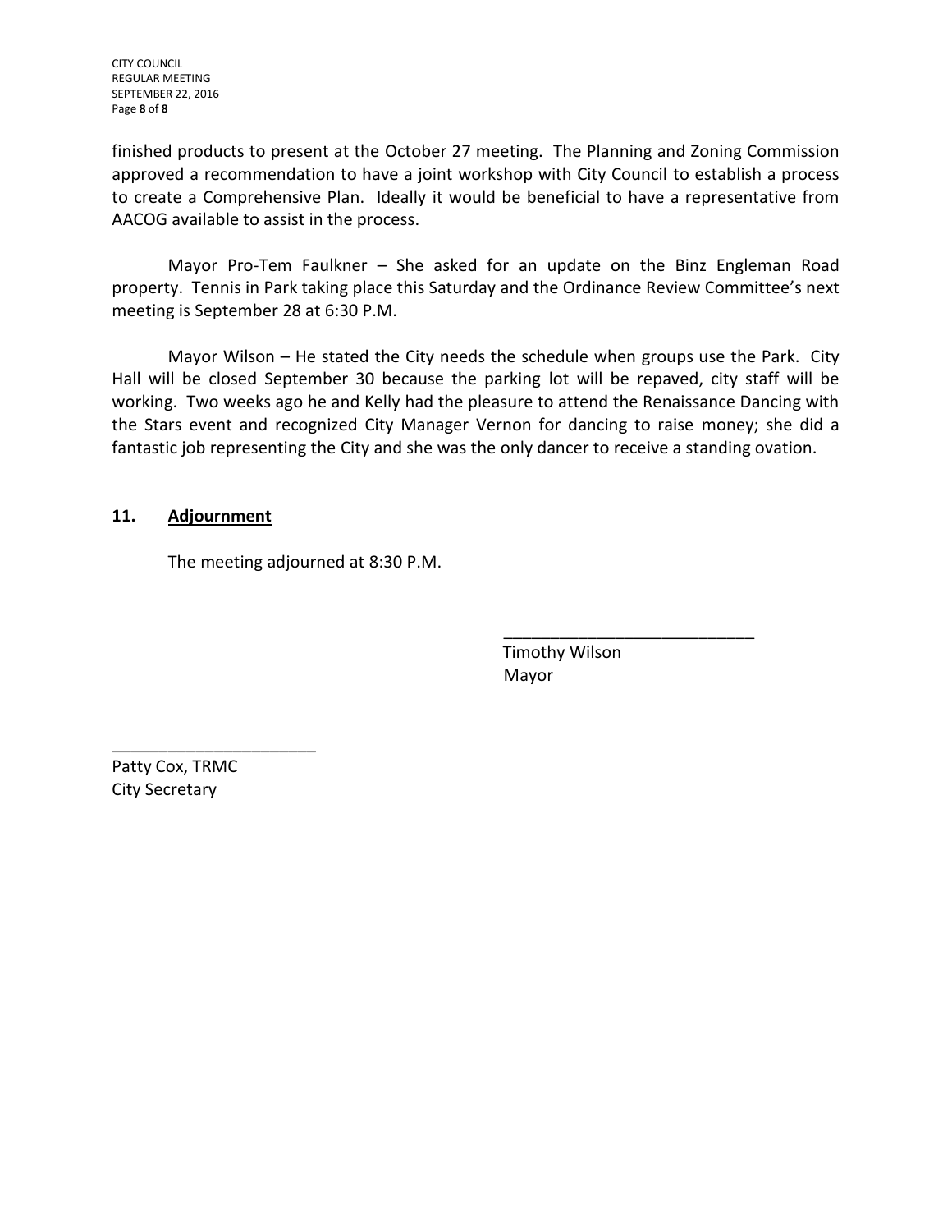finished products to present at the October 27 meeting. The Planning and Zoning Commission approved a recommendation to have a joint workshop with City Council to establish a process to create a Comprehensive Plan. Ideally it would be beneficial to have a representative from AACOG available to assist in the process.

Mayor Pro-Tem Faulkner – She asked for an update on the Binz Engleman Road property. Tennis in Park taking place this Saturday and the Ordinance Review Committee's next meeting is September 28 at 6:30 P.M.

Mayor Wilson – He stated the City needs the schedule when groups use the Park. City Hall will be closed September 30 because the parking lot will be repaved, city staff will be working. Two weeks ago he and Kelly had the pleasure to attend the Renaissance Dancing with the Stars event and recognized City Manager Vernon for dancing to raise money; she did a fantastic job representing the City and she was the only dancer to receive a standing ovation.

**11. Adjournment**

The meeting adjourned at 8:30 P.M.

\_\_\_\_\_\_\_\_\_\_\_\_\_\_\_\_\_\_\_\_\_\_\_\_\_\_\_
Timothy Wilson
Mayor

\_\_\_\_\_\_\_\_\_\_\_\_\_\_\_\_\_\_\_\_\_\_\_\_
Patty Cox, TRMC
City Secretary